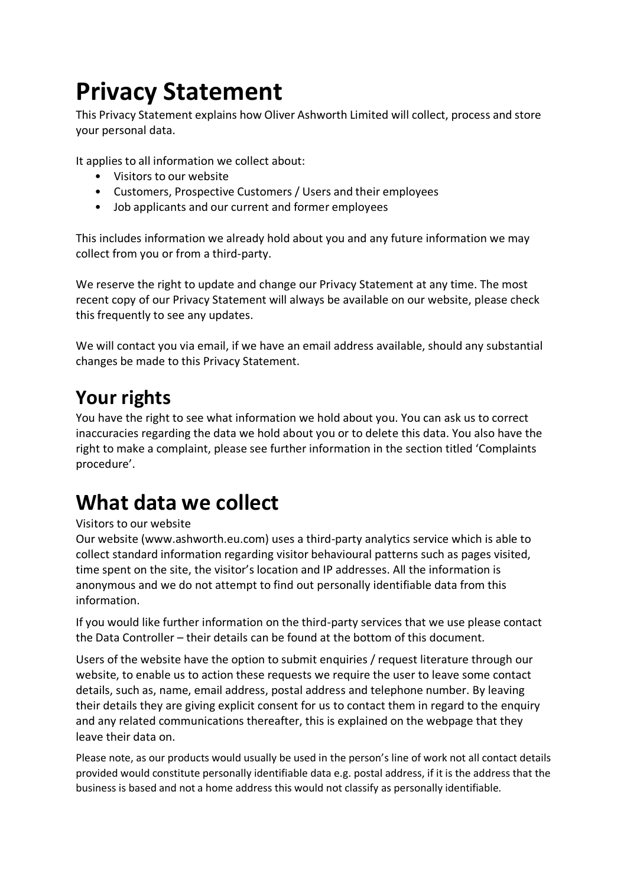# Privacy Statement

This Privacy Statement explains how Oliver Ashworth Limited will collect, process and store your personal data.

It applies to all information we collect about:

- Visitors to our website
- Customers, Prospective Customers / Users and their employees
- Job applicants and our current and former employees

This includes information we already hold about you and any future information we may collect from you or from a third-party.

We reserve the right to update and change our Privacy Statement at any time. The most recent copy of our Privacy Statement will always be available on our website, please check this frequently to see any updates.

We will contact you via email, if we have an email address available, should any substantial changes be made to this Privacy Statement.

## Your rights

You have the right to see what information we hold about you. You can ask us to correct inaccuracies regarding the data we hold about you or to delete this data. You also have the right to make a complaint, please see further information in the section titled 'Complaints procedure'.

# What data we collect

Visitors to our website

Our website (www.ashworth.eu.com) uses a third-party analytics service which is able to collect standard information regarding visitor behavioural patterns such as pages visited, time spent on the site, the visitor's location and IP addresses. All the information is anonymous and we do not attempt to find out personally identifiable data from this information.

If you would like further information on the third-party services that we use please contact the Data Controller – their details can be found at the bottom of this document.

Users of the website have the option to submit enquiries / request literature through our website, to enable us to action these requests we require the user to leave some contact details, such as, name, email address, postal address and telephone number. By leaving their details they are giving explicit consent for us to contact them in regard to the enquiry and any related communications thereafter, this is explained on the webpage that they leave their data on.

Please note, as our products would usually be used in the person's line of work not all contact details provided would constitute personally identifiable data e.g. postal address, if it is the address that the business is based and not a home address this would not classify as personally identifiable.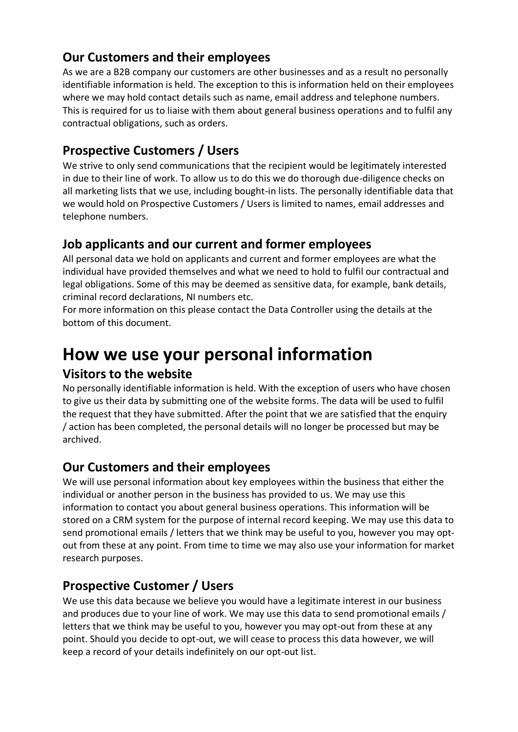## Our Customers and their employees

As we are a B2B company our customers are other businesses and as a result no personally identifiable information is held. The exception to this is information held on their employees where we may hold contact details such as name, email address and telephone numbers. This is required for us to liaise with them about general business operations and to fulfil any contractual obligations, such as orders.

## Prospective Customers / Users

We strive to only send communications that the recipient would be legitimately interested in due to their line of work. To allow us to do this we do thorough due-diligence checks on all marketing lists that we use, including bought-in lists. The personally identifiable data that we would hold on Prospective Customers / Users is limited to names, email addresses and telephone numbers.

## Job applicants and our current and former employees

All personal data we hold on applicants and current and former employees are what the individual have provided themselves and what we need to hold to fulfil our contractual and legal obligations. Some of this may be deemed as sensitive data, for example, bank details, criminal record declarations, NI numbers etc.

For more information on this please contact the Data Controller using the details at the bottom of this document.

# How we use your personal information

## Visitors to the website

No personally identifiable information is held. With the exception of users who have chosen to give us their data by submitting one of the website forms. The data will be used to fulfil the request that they have submitted. After the point that we are satisfied that the enquiry / action has been completed, the personal details will no longer be processed but may be archived.

## Our Customers and their employees

We will use personal information about key employees within the business that either the individual or another person in the business has provided to us. We may use this information to contact you about general business operations. This information will be stored on a CRM system for the purpose of internal record keeping. We may use this data to send promotional emails / letters that we think may be useful to you, however you may opt-out from these at any point. From time to time we may also use your information for market research purposes.

## Prospective Customer / Users

We use this data because we believe you would have a legitimate interest in our business and produces due to your line of work. We may use this data to send promotional emails / letters that we think may be useful to you, however you may opt-out from these at any point. Should you decide to opt-out, we will cease to process this data however, we will keep a record of your details indefinitely on our opt-out list.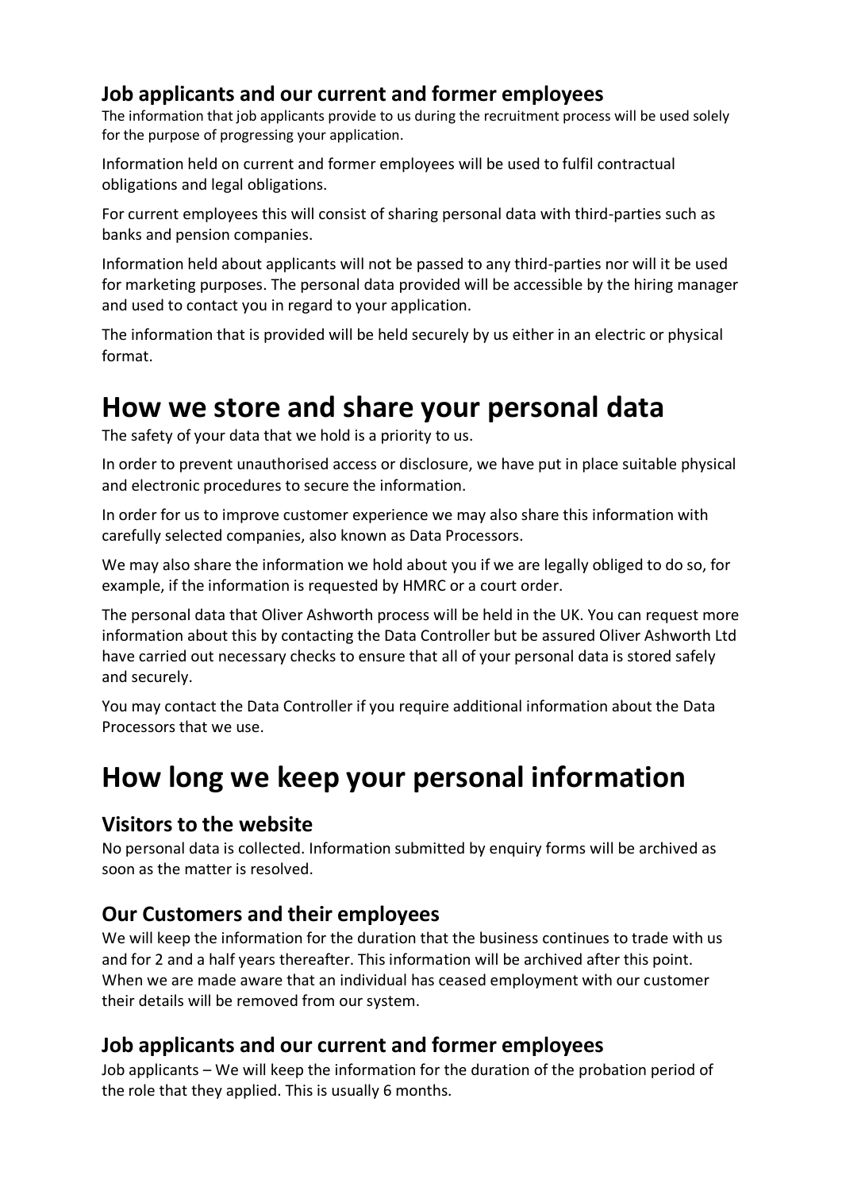### Job applicants and our current and former employees

The information that job applicants provide to us during the recruitment process will be used solely for the purpose of progressing your application.

Information held on current and former employees will be used to fulfil contractual obligations and legal obligations.

For current employees this will consist of sharing personal data with third-parties such as banks and pension companies.

Information held about applicants will not be passed to any third-parties nor will it be used for marketing purposes. The personal data provided will be accessible by the hiring manager and used to contact you in regard to your application.

The information that is provided will be held securely by us either in an electric or physical format.

# How we store and share your personal data

The safety of your data that we hold is a priority to us.

In order to prevent unauthorised access or disclosure, we have put in place suitable physical and electronic procedures to secure the information.

In order for us to improve customer experience we may also share this information with carefully selected companies, also known as Data Processors.

We may also share the information we hold about you if we are legally obliged to do so, for example, if the information is requested by HMRC or a court order.

The personal data that Oliver Ashworth process will be held in the UK. You can request more information about this by contacting the Data Controller but be assured Oliver Ashworth Ltd have carried out necessary checks to ensure that all of your personal data is stored safely and securely.

You may contact the Data Controller if you require additional information about the Data Processors that we use.

# How long we keep your personal information

### Visitors to the website

No personal data is collected. Information submitted by enquiry forms will be archived as soon as the matter is resolved.

### Our Customers and their employees

We will keep the information for the duration that the business continues to trade with us and for 2 and a half years thereafter. This information will be archived after this point. When we are made aware that an individual has ceased employment with our customer their details will be removed from our system.

### Job applicants and our current and former employees

Job applicants – We will keep the information for the duration of the probation period of the role that they applied. This is usually 6 months.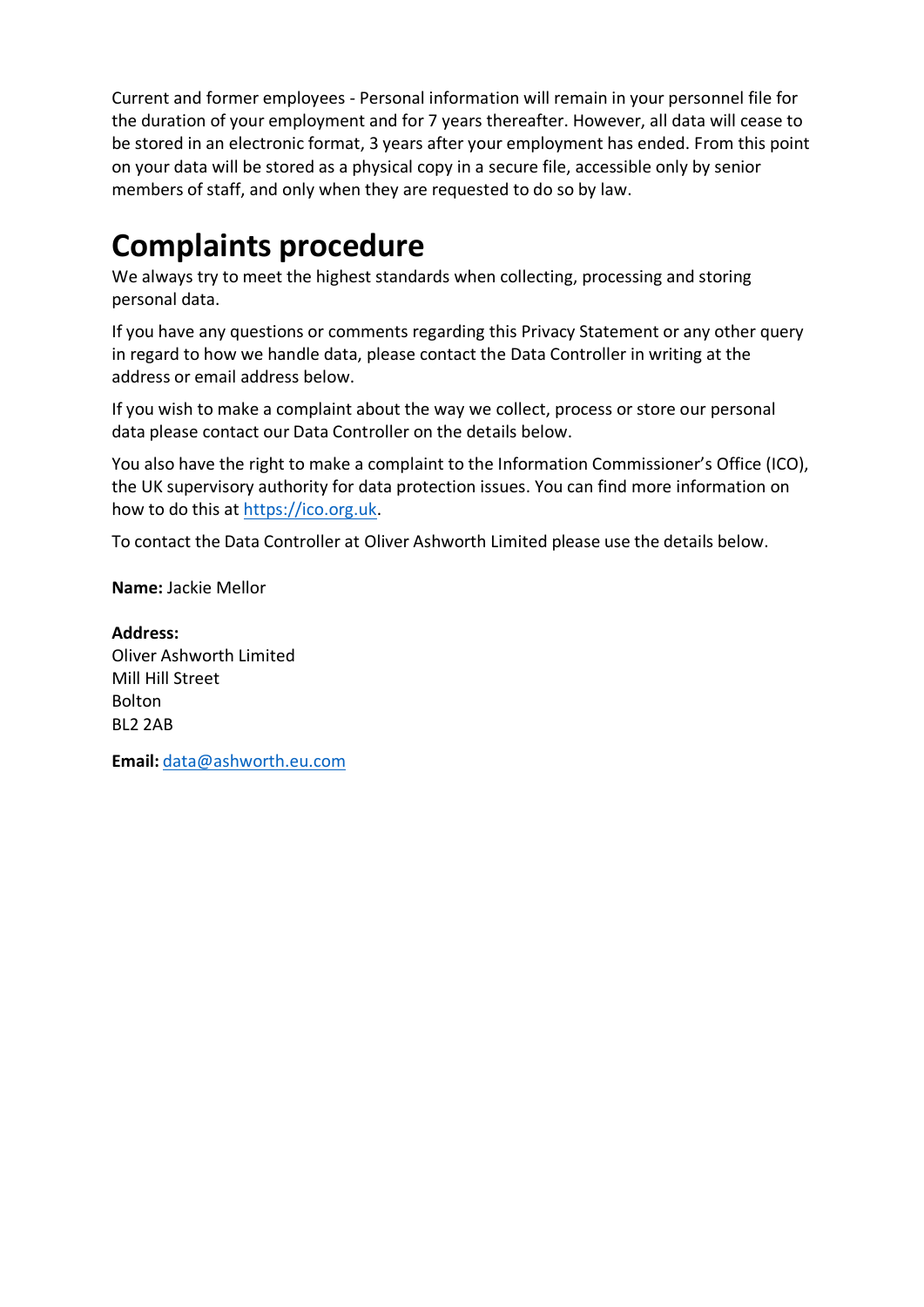Current and former employees - Personal information will remain in your personnel file for the duration of your employment and for 7 years thereafter. However, all data will cease to be stored in an electronic format, 3 years after your employment has ended. From this point on your data will be stored as a physical copy in a secure file, accessible only by senior members of staff, and only when they are requested to do so by law.

# Complaints procedure

We always try to meet the highest standards when collecting, processing and storing personal data.

If you have any questions or comments regarding this Privacy Statement or any other query in regard to how we handle data, please contact the Data Controller in writing at the address or email address below.

If you wish to make a complaint about the way we collect, process or store our personal data please contact our Data Controller on the details below.

You also have the right to make a complaint to the Information Commissioner's Office (ICO), the UK supervisory authority for data protection issues. You can find more information on how to do this at https://ico.org.uk.

To contact the Data Controller at Oliver Ashworth Limited please use the details below.

**Name:** Jackie Mellor

**Address:**
Oliver Ashworth Limited
Mill Hill Street
Bolton
BL2 2AB

**Email:** data@ashworth.eu.com